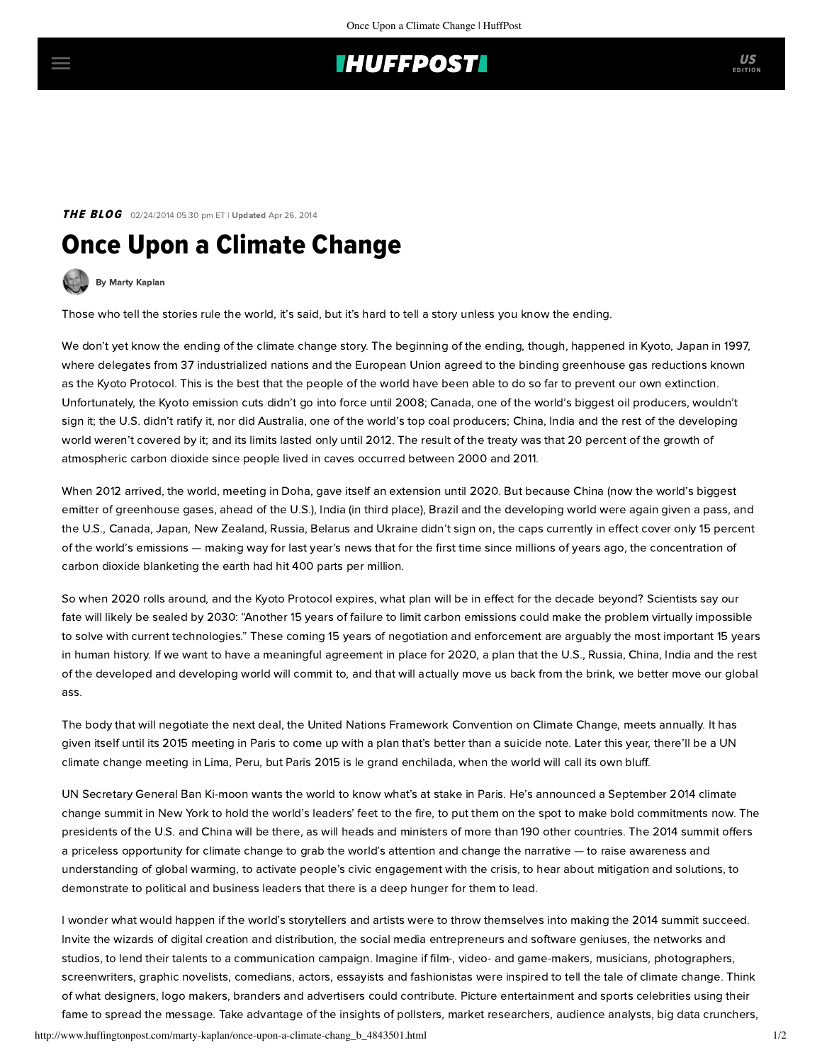**THE BLOG** 02/24/2014 05:30 pm ET | **Updated** Apr 26, 2014

# Once Upon a Climate Change

By Marty Kaplan

Those who tell the stories rule the world, it's said, but it's hard to tell a story unless you know the ending.

We don't yet know the ending of the climate change story. The beginning of the ending, though, happened in Kyoto, Japan in 1997, where delegates from 37 industrialized nations and the European Union agreed to the binding greenhouse gas reductions known as the Kyoto Protocol. This is the best that the people of the world have been able to do so far to prevent our own extinction. Unfortunately, the Kyoto emission cuts didn't go into force until 2008; Canada, one of the world's biggest oil producers, wouldn't sign it; the U.S. didn't ratify it, nor did Australia, one of the world's top coal producers; China, India and the rest of the developing world weren't covered by it; and its limits lasted only until 2012. The result of the treaty was that 20 percent of the growth of atmospheric carbon dioxide since people lived in caves occurred between 2000 and 2011.

When 2012 arrived, the world, meeting in Doha, gave itself an extension until 2020. But because China (now the world's biggest emitter of greenhouse gases, ahead of the U.S.), India (in third place), Brazil and the developing world were again given a pass, and the U.S., Canada, Japan, New Zealand, Russia, Belarus and Ukraine didn't sign on, the caps currently in effect cover only 15 percent of the world's emissions — making way for last year's news that for the first time since millions of years ago, the concentration of carbon dioxide blanketing the earth had hit 400 parts per million.

So when 2020 rolls around, and the Kyoto Protocol expires, what plan will be in effect for the decade beyond? Scientists say our fate will likely be sealed by 2030: "Another 15 years of failure to limit carbon emissions could make the problem virtually impossible to solve with current technologies." These coming 15 years of negotiation and enforcement are arguably the most important 15 years in human history. If we want to have a meaningful agreement in place for 2020, a plan that the U.S., Russia, China, India and the rest of the developed and developing world will commit to, and that will actually move us back from the brink, we better move our global ass.

The body that will negotiate the next deal, the United Nations Framework Convention on Climate Change, meets annually. It has given itself until its 2015 meeting in Paris to come up with a plan that's better than a suicide note. Later this year, there'll be a UN climate change meeting in Lima, Peru, but Paris 2015 is le grand enchilada, when the world will call its own bluff.

UN Secretary General Ban Ki-moon wants the world to know what's at stake in Paris. He's announced a September 2014 climate change summit in New York to hold the world's leaders' feet to the fire, to put them on the spot to make bold commitments now. The presidents of the U.S. and China will be there, as will heads and ministers of more than 190 other countries. The 2014 summit offers a priceless opportunity for climate change to grab the world's attention and change the narrative — to raise awareness and understanding of global warming, to activate people's civic engagement with the crisis, to hear about mitigation and solutions, to demonstrate to political and business leaders that there is a deep hunger for them to lead.

I wonder what would happen if the world's storytellers and artists were to throw themselves into making the 2014 summit succeed. Invite the wizards of digital creation and distribution, the social media entrepreneurs and software geniuses, the networks and studios, to lend their talents to a communication campaign. Imagine if film-, video- and game-makers, musicians, photographers, screenwriters, graphic novelists, comedians, actors, essayists and fashionistas were inspired to tell the tale of climate change. Think of what designers, logo makers, branders and advertisers could contribute. Picture entertainment and sports celebrities using their fame to spread the message. Take advantage of the insights of pollsters, market researchers, audience analysts, big data crunchers,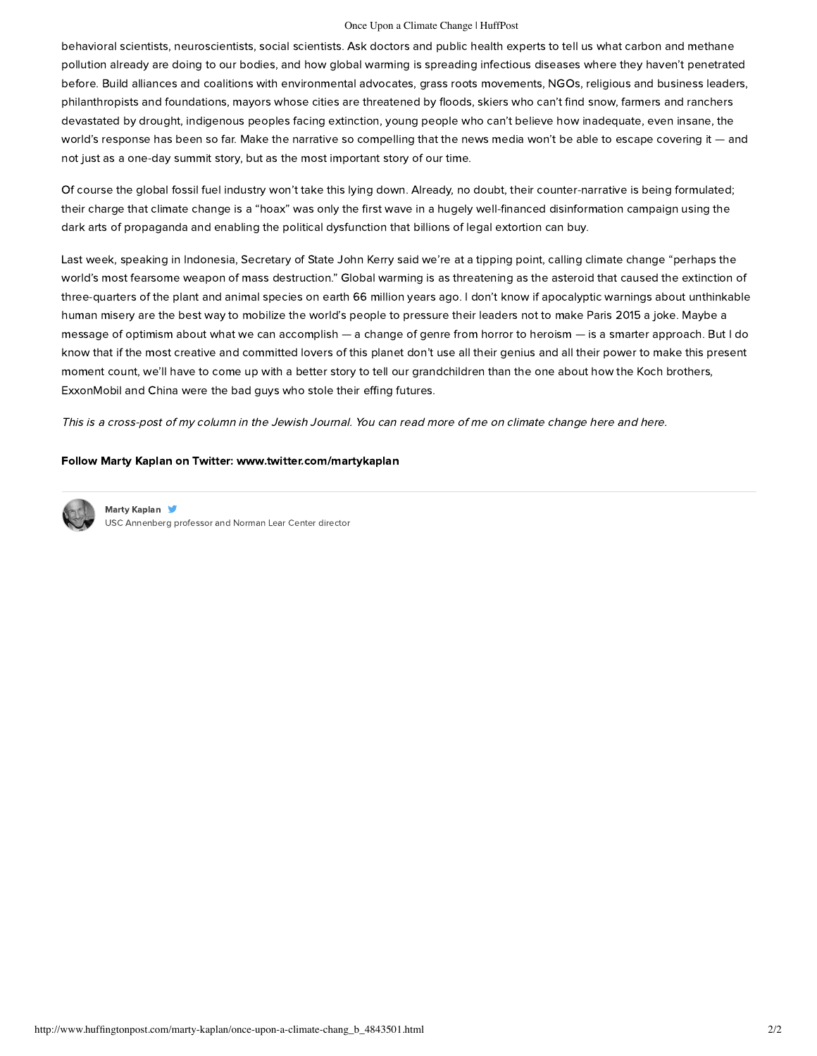behavioral scientists, neuroscientists, social scientists. Ask doctors and public health experts to tell us what carbon and methane pollution already are doing to our bodies, and how global warming is spreading infectious diseases where they haven't penetrated before. Build alliances and coalitions with environmental advocates, grass roots movements, NGOs, religious and business leaders, philanthropists and foundations, mayors whose cities are threatened by floods, skiers who can't find snow, farmers and ranchers devastated by drought, indigenous peoples facing extinction, young people who can't believe how inadequate, even insane, the world's response has been so far. Make the narrative so compelling that the news media won't be able to escape covering it — and not just as a one-day summit story, but as the most important story of our time.

Of course the global fossil fuel industry won't take this lying down. Already, no doubt, their counter-narrative is being formulated; their charge that climate change is a "hoax" was only the first wave in a hugely well-financed disinformation campaign using the dark arts of propaganda and enabling the political dysfunction that billions of legal extortion can buy.

Last week, speaking in Indonesia, Secretary of State John Kerry said we're at a tipping point, calling climate change "perhaps the world's most fearsome weapon of mass destruction." Global warming is as threatening as the asteroid that caused the extinction of three-quarters of the plant and animal species on earth 66 million years ago. I don't know if apocalyptic warnings about unthinkable human misery are the best way to mobilize the world's people to pressure their leaders not to make Paris 2015 a joke. Maybe a message of optimism about what we can accomplish — a change of genre from horror to heroism — is a smarter approach. But I do know that if the most creative and committed lovers of this planet don't use all their genius and all their power to make this present moment count, we'll have to come up with a better story to tell our grandchildren than the one about how the Koch brothers, ExxonMobil and China were the bad guys who stole their effing futures.

*This is a cross-post of my column in the Jewish Journal. You can read more of me on climate change here and here.*

**Follow Marty Kaplan on Twitter: www.twitter.com/martykaplan**

**Marty Kaplan**
USC Annenberg professor and Norman Lear Center director